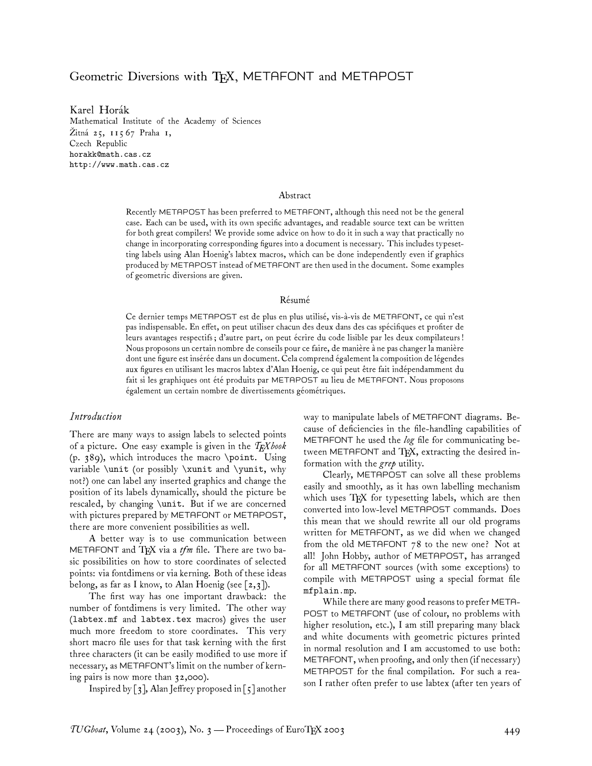# Geometric Diversions with TEX, METAFONT and METAPOST

Karel Horák
Mathematical Institute of the Academy of Sciences
Žitná 25, 115 67 Praha 1,
Czech Republic
horakk@math.cas.cz
http://www.math.cas.cz

## Abstract

Recently METAPOST has been preferred to METAFONT, although this need not be the general case. Each can be used, with its own specific advantages, and readable source text can be written for both great compilers! We provide some advice on how to do it in such a way that practically no change in incorporating corresponding figures into a document is necessary. This includes typesetting labels using Alan Hoenig's labtex macros, which can be done independently even if graphics produced by METAPOST instead of METAFONT are then used in the document. Some examples of geometric diversions are given.

## Résumé

Ce dernier temps METAPOST est de plus en plus utilisé, vis-à-vis de METAFONT, ce qui n'est pas indispensable. En effet, on peut utiliser chacun des deux dans des cas spécifiques et profiter de leurs avantages respectifs ; d'autre part, on peut écrire du code lisible par les deux compilateurs ! Nous proposons un certain nombre de conseils pour ce faire, de manière à ne pas changer la manière dont une figure est insérée dans un document. Cela comprend également la composition de légendes aux figures en utilisant les macros labtex d'Alan Hoenig, ce qui peut être fait indépendamment du fait si les graphiques ont été produits par METAPOST au lieu de METAFONT. Nous proposons également un certain nombre de divertissements géométriques.

## *Introduction*

There are many ways to assign labels to selected points of a picture. One easy example is given in the *TEXbook* (p. 389), which introduces the macro `\point`. Using variable `\unit` (or possibly `\xunit` and `\yunit`, why not?) one can label any inserted graphics and change the position of its labels dynamically, should the picture be rescaled, by changing `\unit`. But if we are concerned with pictures prepared by METAFONT or METAPOST, there are more convenient possibilities as well.

A better way is to use communication between METAFONT and TEX via a *tfm* file. There are two basic possibilities on how to store coordinates of selected points: via fontdimens or via kerning. Both of these ideas belong, as far as I know, to Alan Hoenig (see [2,3]).

The first way has one important drawback: the number of fontdimens is very limited. The other way (`labtex.mf` and `labtex.tex` macros) gives the user much more freedom to store coordinates. This very short macro file uses for that task kerning with the first three characters (it can be easily modified to use more if necessary, as METAFONT's limit on the number of kerning pairs is now more than 32,000).

Inspired by [3], Alan Jeffrey proposed in [5] another way to manipulate labels of METAFONT diagrams. Because of deficiencies in the file-handling capabilities of METAFONT he used the *log* file for communicating between METAFONT and TEX, extracting the desired information with the *grep* utility.

Clearly, METAPOST can solve all these problems easily and smoothly, as it has own labelling mechanism which uses TEX for typesetting labels, which are then converted into low-level METAPOST commands. Does this mean that we should rewrite all our old programs written for METAFONT, as we did when we changed from the old METAFONT 78 to the new one? Not at all! John Hobby, author of METAPOST, has arranged for all METAFONT sources (with some exceptions) to compile with METAPOST using a special format file `mfplain.mp`.

While there are many good reasons to prefer METAPOST to METAFONT (use of colour, no problems with higher resolution, etc.), I am still preparing many black and white documents with geometric pictures printed in normal resolution and I am accustomed to use both: METAFONT, when proofing, and only then (if necessary) METAPOST for the final compilation. For such a reason I rather often prefer to use labtex (after ten years of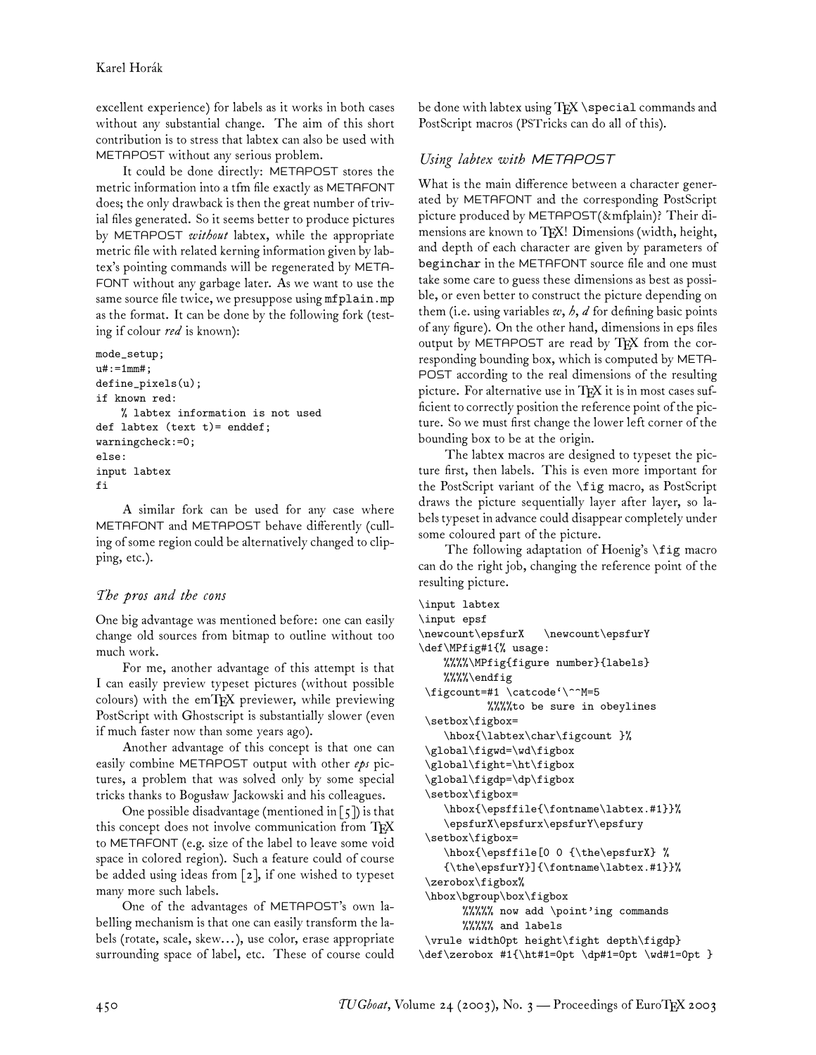excellent experience) for labels as it works in both cases without any substantial change. The aim of this short contribution is to stress that labtex can also be used with METAPOST without any serious problem.

It could be done directly: METAPOST stores the metric information into a tfm file exactly as METAFONT does; the only drawback is then the great number of trivial files generated. So it seems better to produce pictures by METAPOST *without* labtex, while the appropriate metric file with related kerning information given by labtex's pointing commands will be regenerated by METAFONT without any garbage later. As we want to use the same source file twice, we presuppose using `mfplain.mp` as the format. It can be done by the following fork (testing if colour *red* is known):

```
mode_setup;
u#:=1mm#;
define_pixels(u);
if known red:
    % labtex information is not used
def labtex (text t)= enddef;
warningcheck:=0;
else:
input labtex
fi
```

A similar fork can be used for any case where METAFONT and METAPOST behave differently (culling of some region could be alternatively changed to clipping, etc.).

## *The pros and the cons*

One big advantage was mentioned before: one can easily change old sources from bitmap to outline without too much work.

For me, another advantage of this attempt is that I can easily preview typeset pictures (without possible colours) with the emTEX previewer, while previewing PostScript with Ghostscript is substantially slower (even if much faster now than some years ago).

Another advantage of this concept is that one can easily combine METAPOST output with other *eps* pictures, a problem that was solved only by some special tricks thanks to Bogusław Jackowski and his colleagues.

One possible disadvantage (mentioned in [5]) is that this concept does not involve communication from TEX to METAFONT (e.g. size of the label to leave some void space in colored region). Such a feature could of course be added using ideas from [2], if one wished to typeset many more such labels.

One of the advantages of METAPOST's own labelling mechanism is that one can easily transform the labels (rotate, scale, skew...), use color, erase appropriate surrounding space of label, etc. These of course could be done with labtex using TEX `\special` commands and PostScript macros (PSTricks can do all of this).

## *Using labtex with METAPOST*

What is the main difference between a character generated by METAFONT and the corresponding PostScript picture produced by METAPOST(&mfplain)? Their dimensions are known to TEX! Dimensions (width, height, and depth of each character are given by parameters of `beginchar` in the METAFONT source file and one must take some care to guess these dimensions as best as possible, or even better to construct the picture depending on them (i.e. using variables $w$, $h$, $d$ for defining basic points of any figure). On the other hand, dimensions in eps files output by METAPOST are read by TEX from the corresponding bounding box, which is computed by METAPOST according to the real dimensions of the resulting picture. For alternative use in TEX it is in most cases sufficient to correctly position the reference point of the picture. So we must first change the lower left corner of the bounding box to be at the origin.

The labtex macros are designed to typeset the picture first, then labels. This is even more important for the PostScript variant of the `\fig` macro, as PostScript draws the picture sequentially layer after layer, so labels typeset in advance could disappear completely under some coloured part of the picture.

The following adaptation of Hoenig's `\fig` macro can do the right job, changing the reference point of the resulting picture.

```
\input labtex
\input epsf
\newcount\epsfurX   \newcount\epsfurY
\def\MPfig#1{% usage:
    %%%%\MPfig{figure number}{labels}
    %%%%\endfig
 \figcount=#1 \catcode`\^^M=5
           %%%%to be sure in obeylines
 \setbox\figbox=
    \hbox{\labtex\char\figcount }%
 \global\figwd=\wd\figbox
 \global\fight=\ht\figbox
 \global\figdp=\dp\figbox
 \setbox\figbox=
    \hbox{\epsffile{\fontname\labtex.#1}}%
    \epsfurX\epsfurx\epsfurY\epsfury
 \setbox\figbox=
    \hbox{\epsffile[0 0 {\the\epsfurX} %
    {\the\epsfurY}]{\fontname\labtex.#1}}%
 \zerobox\figbox%
 \hbox\bgroup\box\figbox
       %%%%% now add \point'ing commands
       %%%%% and labels
 \vrule width0pt height\fight depth\figdp}
\def\zerobox #1{\ht#1=0pt \dp#1=0pt \wd#1=0pt }
```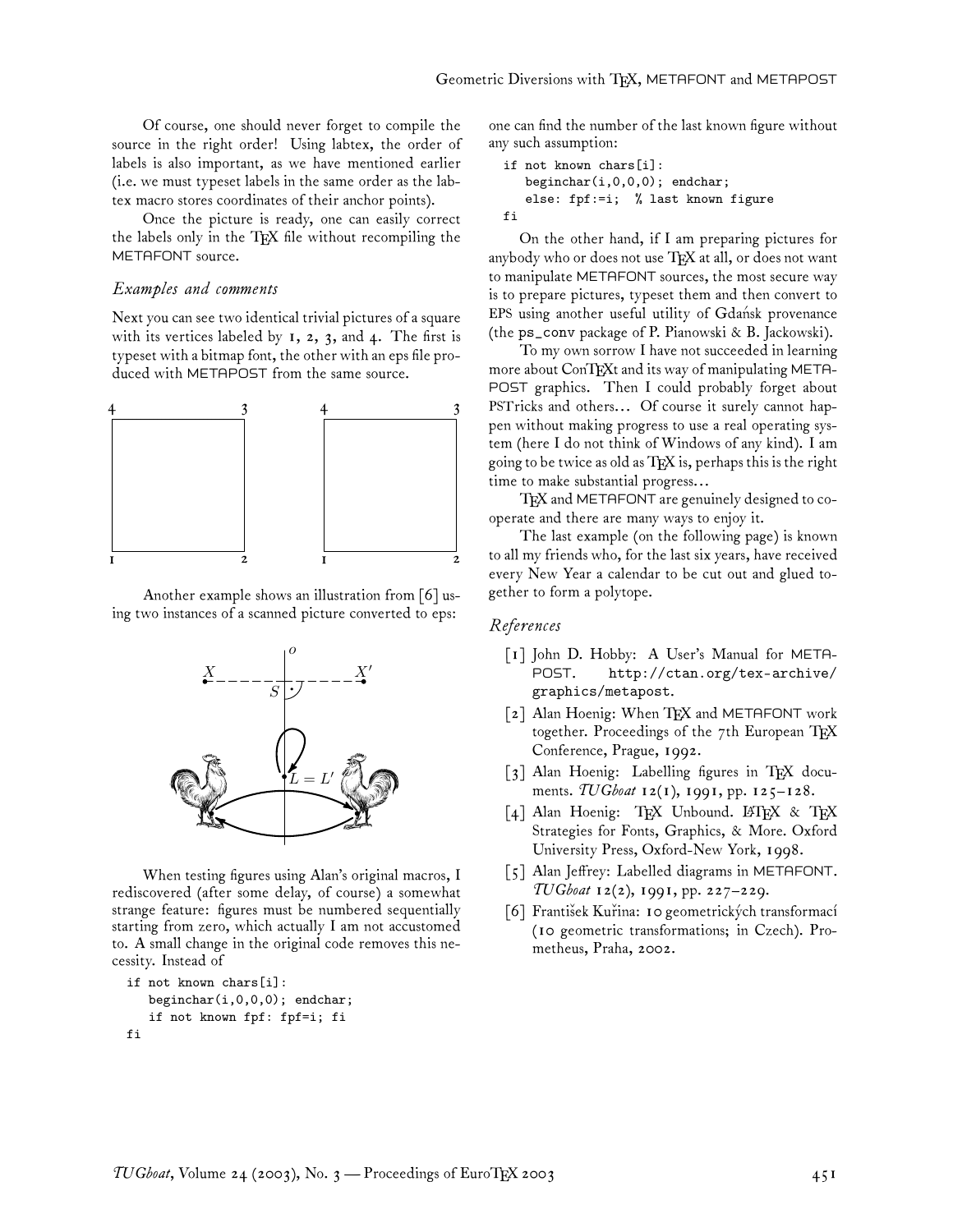Of course, one should never forget to compile the source in the right order! Using labtex, the order of labels is also important, as we have mentioned earlier (i.e. we must typeset labels in the same order as the labtex macro stores coordinates of their anchor points).

Once the picture is ready, one can easily correct the labels only in the TeX file without recompiling the METAFONT source.

### *Examples and comments*

Next you can see two identical trivial pictures of a square with its vertices labeled by 1, 2, 3, and 4. The first is typeset with a bitmap font, the other with an eps file produced with METAPOST from the same source.

Another example shows an illustration from [6] using two instances of a scanned picture converted to eps:

When testing figures using Alan's original macros, I rediscovered (after some delay, of course) a somewhat strange feature: figures must be numbered sequentially starting from zero, which actually I am not accustomed to. A small change in the original code removes this necessity. Instead of

```
if not known chars[i]:
   beginchar(i,0,0,0); endchar;
   if not known fpf: fpf=i; fi
fi
```

one can find the number of the last known figure without any such assumption:

```
if not known chars[i]:
   beginchar(i,0,0,0); endchar;
   else: fpf:=i;  % last known figure
fi
```

On the other hand, if I am preparing pictures for anybody who or does not use TeX at all, or does not want to manipulate METAFONT sources, the most secure way is to prepare pictures, typeset them and then convert to EPS using another useful utility of Gdańsk provenance (the ps_conv package of P. Pianowski & B. Jackowski).

To my own sorrow I have not succeeded in learning more about ConTeXt and its way of manipulating METAPOST graphics. Then I could probably forget about PSTricks and others... Of course it surely cannot happen without making progress to use a real operating system (here I do not think of Windows of any kind). I am going to be twice as old as TeX is, perhaps this is the right time to make substantial progress...

TeX and METAFONT are genuinely designed to cooperate and there are many ways to enjoy it.

The last example (on the following page) is known to all my friends who, for the last six years, have received every New Year a calendar to be cut out and glued together to form a polytope.

### *References*

[1] John D. Hobby: A User's Manual for METAPOST. http://ctan.org/tex-archive/graphics/metapost.

[2] Alan Hoenig: When TeX and METAFONT work together. Proceedings of the 7th European TeX Conference, Prague, 1992.

[3] Alan Hoenig: Labelling figures in TeX documents. *TUGboat* 12(1), 1991, pp. 125–128.

[4] Alan Hoenig: TeX Unbound. LaTeX & TeX Strategies for Fonts, Graphics, & More. Oxford University Press, Oxford-New York, 1998.

[5] Alan Jeffrey: Labelled diagrams in METAFONT. *TUGboat* 12(2), 1991, pp. 227–229.

[6] František Kuřina: 10 geometrických transformací (10 geometric transformations; in Czech). Prometheus, Praha, 2002.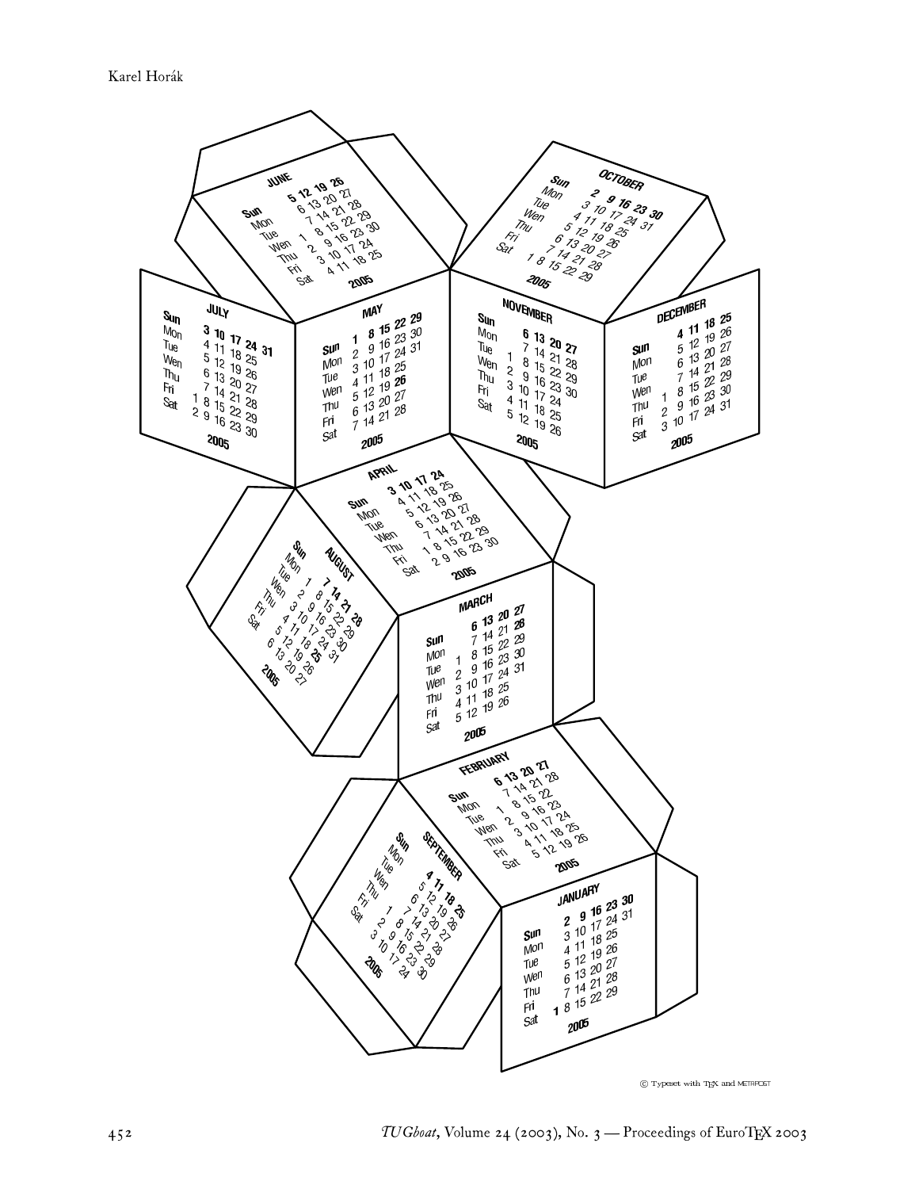JUNE

Sun 5 12 19 26

Mon 6 13 20 27

Tue 7 14 21 28

Wen 1 8 15 22 29

Thu 2 9 16 23 30

Fri 3 10 17 24

Sat 4 11 18 25

2005

OCTOBER

Sun 2 9 16 23 30

Mon 3 10 17 24 31

Tue 4 11 18 25

Wen 5 12 19 26

Thu 6 13 20 27

Fri 7 14 21 28

Sat 1 8 15 22 29

2005

JULY

Sun 3 10 17 24 31

Mon 4 11 18 25

Tue 5 12 19 26

Wen 6 13 20 27

Thu 7 14 21 28

Fri 1 8 15 22 29

Sat 2 9 16 23 30

2005

MAY

Sun 1 8 15 22 29

Mon 2 9 16 23 30

Tue 3 10 17 24 31

Wen 4 11 18 25

Thu 5 12 19 26

Fri 6 13 20 27

Sat 7 14 21 28

2005

NOVEMBER

Sun 6 13 20 27

Mon 7 14 21 28

Tue 1 8 15 22 29

Wen 2 9 16 23 30

Thu 3 10 17 24

Fri 4 11 18 25

Sat 5 12 19 26

2005

DECEMBER

Sun 4 11 18 25

Mon 5 12 19 26

Tue 6 13 20 27

Wen 7 14 21 28

Thu 1 8 15 22 29

Fri 2 9 16 23 30

Sat 3 10 17 24 31

2005

APRIL

Sun 3 10 17 24

Mon 4 11 18 25

Tue 5 12 19 26

Wen 6 13 20 27

Thu 7 14 21 28

Fri 1 8 15 22 29

Sat 2 9 16 23 30

2005

AUGUST

Sun 7 14 21 28

Mon 1 8 15 22 29

Tue 2 9 16 23 30

Wen 3 10 17 24 31

Thu 4 11 18 25

Fri 5 12 19 26

Sat 6 13 20 27

2005

MARCH

Sun 6 13 20 27

Mon 7 14 21 28

Tue 1 8 15 22 29

Wen 2 9 16 23 30

Thu 3 10 17 24 31

Fri 4 11 18 25

Sat 5 12 19 26

2005

FEBRUARY

Sun 6 13 20 27

Mon 7 14 21 28

Tue 1 8 15 22

Wen 2 9 16 23

Thu 3 10 17 24

Fri 4 11 18 25

Sat 5 12 19 26

2005

SEPTEMBER

Sun 4 11 18 25

Mon 5 12 19 26

Tue 6 13 20 27

Wen 7 14 21 28

Thu 1 8 15 22 29

Fri 2 9 16 23 30

Sat 3 10 17 24

2005

JANUARY

Sun 2 9 16 23 30

Mon 3 10 17 24 31

Tue 4 11 18 25

Wen 5 12 19 26

Thu 6 13 20 27

Fri 7 14 21 28

Sat 1 8 15 22 29

2005

© Typeset with TEX and METAPOST